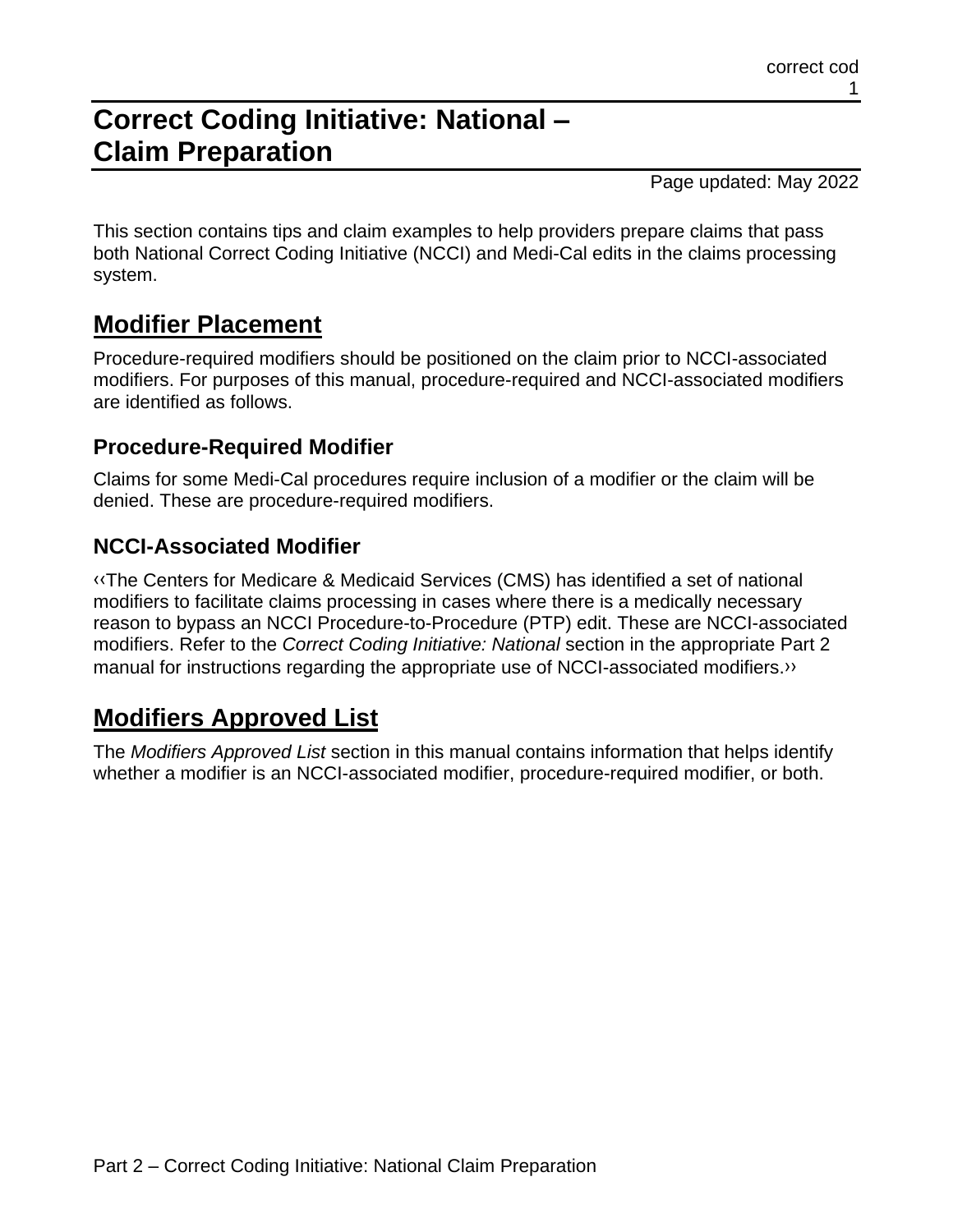# Correct Coding Initiative: National – Claim Preparation

Page updated: May 2022

This section contains tips and claim examples to help providers prepare claims that pass both National Correct Coding Initiative (NCCI) and Medi-Cal edits in the claims processing system.

## Modifier Placement

Procedure-required modifiers should be positioned on the claim prior to NCCI-associated modifiers. For purposes of this manual, procedure-required and NCCI-associated modifiers are identified as follows.

### Procedure-Required Modifier

Claims for some Medi-Cal procedures require inclusion of a modifier or the claim will be denied. These are procedure-required modifiers.

### NCCI-Associated Modifier

‹‹The Centers for Medicare & Medicaid Services (CMS) has identified a set of national modifiers to facilitate claims processing in cases where there is a medically necessary reason to bypass an NCCI Procedure-to-Procedure (PTP) edit. These are NCCI-associated modifiers. Refer to the *Correct Coding Initiative: National* section in the appropriate Part 2 manual for instructions regarding the appropriate use of NCCI-associated modifiers.››

## Modifiers Approved List

The *Modifiers Approved List* section in this manual contains information that helps identify whether a modifier is an NCCI-associated modifier, procedure-required modifier, or both.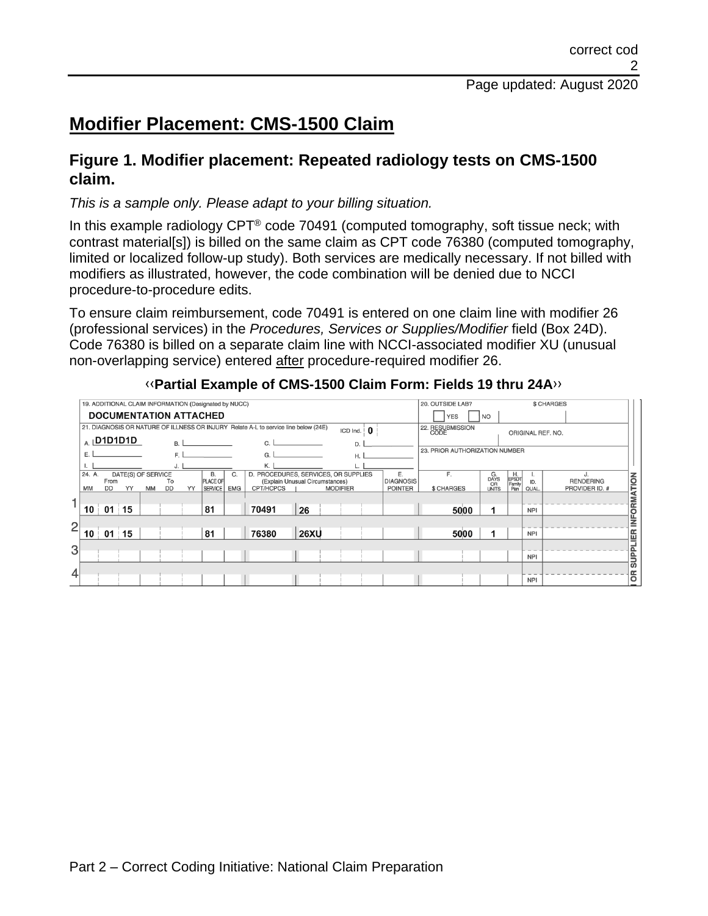## Modifier Placement: CMS-1500 Claim

### Figure 1. Modifier placement: Repeated radiology tests on CMS-1500 claim.

*This is a sample only. Please adapt to your billing situation.*

In this example radiology CPT® code 70491 (computed tomography, soft tissue neck; with contrast material[s]) is billed on the same claim as CPT code 76380 (computed tomography, limited or localized follow-up study). Both services are medically necessary. If not billed with modifiers as illustrated, however, the code combination will be denied due to NCCI procedure-to-procedure edits.

To ensure claim reimbursement, code 70491 is entered on one claim line with modifier 26 (professional services) in the *Procedures, Services or Supplies/Modifier* field (Box 24D). Code 76380 is billed on a separate claim line with NCCI-associated modifier XU (unusual non-overlapping service) entered after procedure-required modifier 26.

**‹‹Partial Example of CMS-1500 Claim Form: Fields 19 thru 24A››**

19. ADDITIONAL CLAIM INFORMATION (Designated by NUCC): DOCUMENTATION ATTACHED

20. OUTSIDE LAB? YES / NO — $ CHARGES

21. DIAGNOSIS OR NATURE OF ILLNESS OR INJURY Relate A-L to service line below (24E) — ICD Ind. 0

A. D1D1D1D

22. RESUBMISSION CODE — ORIGINAL REF. NO.

23. PRIOR AUTHORIZATION NUMBER

| Line | 24. A. DATE(S) OF SERVICE From MM | DD | YY | To MM | DD | YY | B. PLACE OF SERVICE | C. EMG | D. CPT/HCPCS | MODIFIER | E. DIAGNOSIS POINTER | F. $ CHARGES | G. DAYS OR UNITS | H. EPSDT Family Plan | I. ID. QUAL. | J. RENDERING PROVIDER ID. # |
|---|---|---|---|---|---|---|---|---|---|---|---|---|---|---|---|---|
| 1 | 10 | 01 | 15 | | | | 81 | | 70491 | 26 | | 50 00 | 1 | | NPI | |
| 2 | 10 | 01 | 15 | | | | 81 | | 76380 | 26XU | | 50 00 | 1 | | NPI | |
| 3 | | | | | | | | | | | | | | | NPI | |
| 4 | | | | | | | | | | | | | | | NPI | |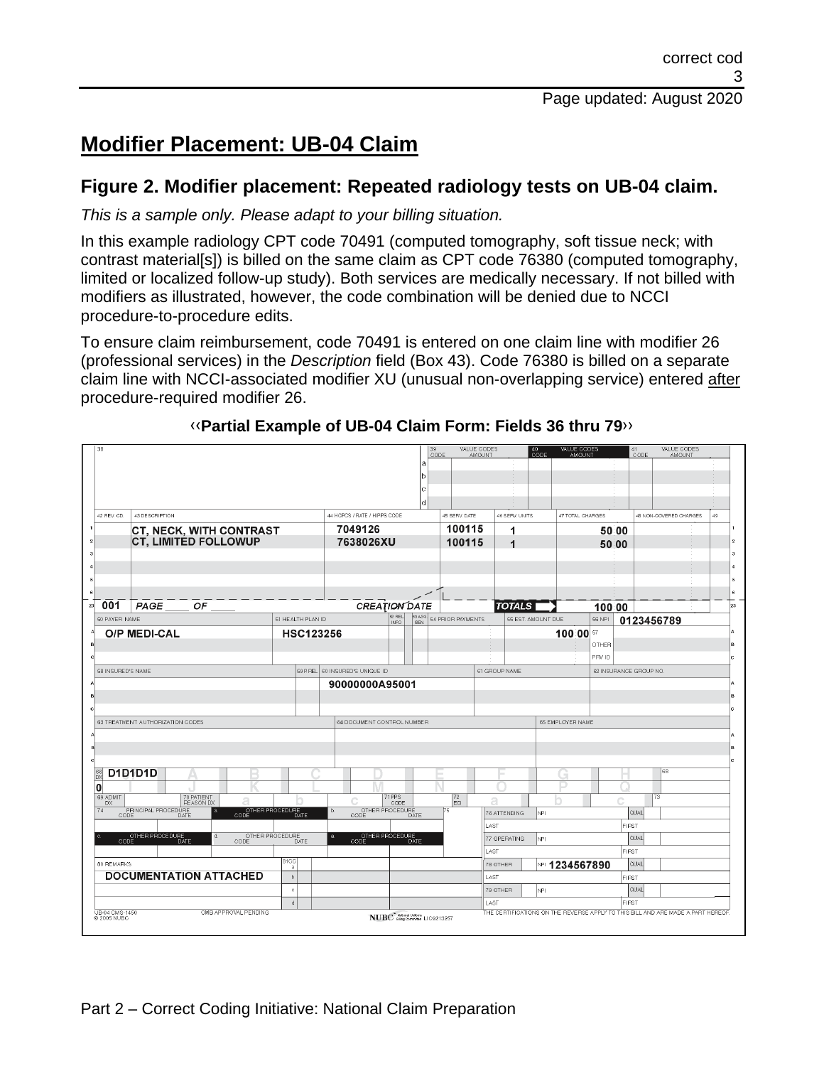# Modifier Placement: UB-04 Claim

## Figure 2. Modifier placement: Repeated radiology tests on UB-04 claim.

*This is a sample only. Please adapt to your billing situation.*

In this example radiology CPT code 70491 (computed tomography, soft tissue neck; with contrast material[s]) is billed on the same claim as CPT code 76380 (computed tomography, limited or localized follow-up study). Both services are medically necessary. If not billed with modifiers as illustrated, however, the code combination will be denied due to NCCI procedure-to-procedure edits.

To ensure claim reimbursement, code 70491 is entered on one claim line with modifier 26 (professional services) in the *Description* field (Box 43). Code 76380 is billed on a separate claim line with NCCI-associated modifier XU (unusual non-overlapping service) entered after procedure-required modifier 26.

**‹‹Partial Example of UB-04 Claim Form: Fields 36 thru 79››**

| 42 REV. CD. | 43 DESCRIPTION | 44 HCPCS / RATE / HIPPS CODE | 45 SERV. DATE | 46 SERV. UNITS | 47 TOTAL CHARGES | 48 NON-COVERED CHARGES |
|---|---|---|---|---|---|---|
| | CT, NECK, WITH CONTRAST | 7049126 | 100115 | 1 | 50 00 | |
| | CT, LIMITED FOLLOWUP | 7638026XU | 100115 | 1 | 50 00 | |
| 001 | PAGE ___ OF ___ | CREATION DATE | | TOTALS | 100 00 | |

| 50 PAYER NAME | 51 HEALTH PLAN ID | 54 PRIOR PAYMENTS | 55 EST. AMOUNT DUE | 56 NPI |
|---|---|---|---|---|
| O/P MEDI-CAL | HSC123256 | | 100 00 | 0123456789 |

| 58 INSURED'S NAME | 60 INSURED'S UNIQUE ID | 61 GROUP NAME | 62 INSURANCE GROUP NO. |
|---|---|---|---|
| | 90000000A95001 | | |

| 67 | |
|---|---|
| Principal DX | D1D1D1D |
| DX indicator | 0 |

| 78 OTHER | NPI |
|---|---|
| | 1234567890 |

80 REMARKS: DOCUMENTATION ATTACHED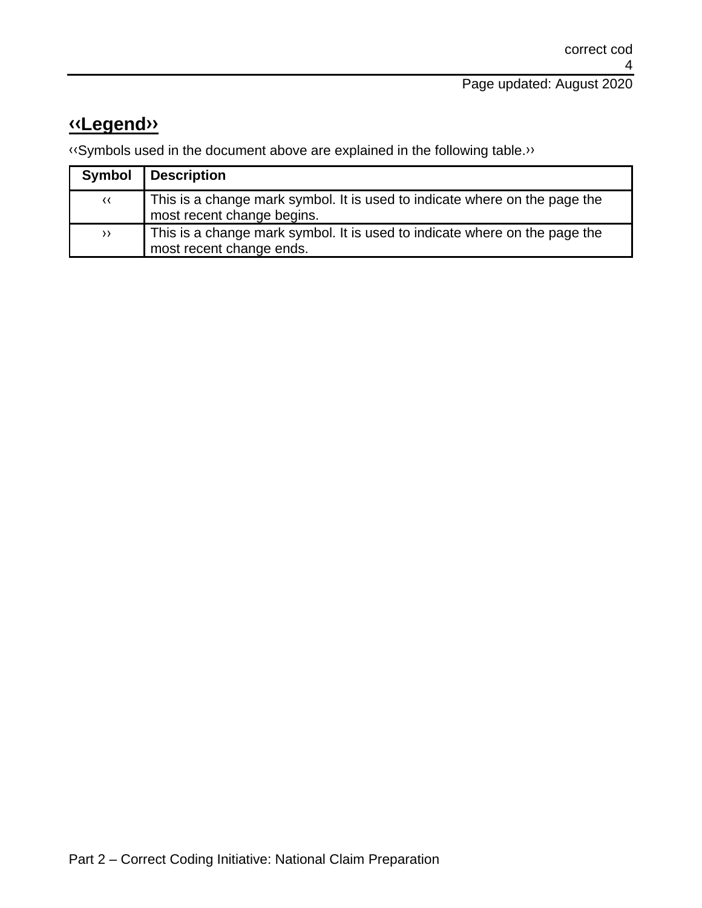## ‹‹Legend››

‹‹Symbols used in the document above are explained in the following table.››

| Symbol | Description |
| --- | --- |
| ‹‹ | This is a change mark symbol. It is used to indicate where on the page the most recent change begins. |
| ›› | This is a change mark symbol. It is used to indicate where on the page the most recent change ends. |